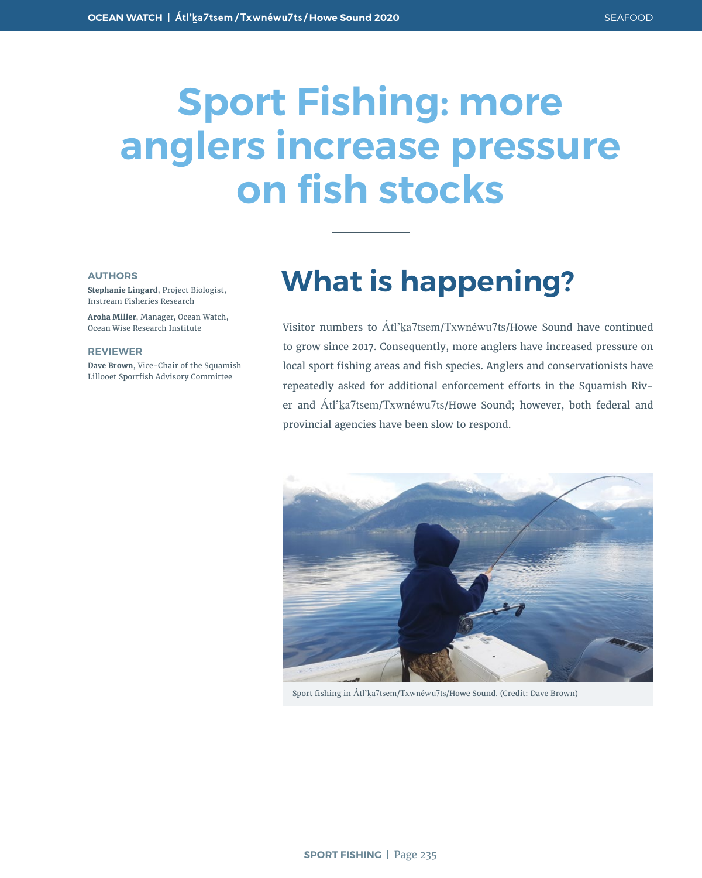# Sport Fishing: more anglers increase pressure on fish stocks

**AUTHORS**

**Stephanie Lingard**, Project Biologist, Instream Fisheries Research

**Aroha Miller**, Manager, Ocean Watch, Ocean Wise Research Institute

**REVIEWER**

**Dave Brown**, Vice-Chair of the Squamish Lillooet Sportfish Advisory Committee

## What is happening?

Visitor numbers to Átl’ḵa7tsem/Txwnéwu7ts/Howe Sound have continued to grow since 2017. Consequently, more anglers have increased pressure on local sport fishing areas and fish species. Anglers and conservationists have repeatedly asked for additional enforcement efforts in the Squamish River and Átl’ḵa7tsem/Txwnéwu7ts/Howe Sound; however, both federal and provincial agencies have been slow to respond.

Sport fishing in Átl’ḵa7tsem/Txwnéwu7ts/Howe Sound. (Credit: Dave Brown)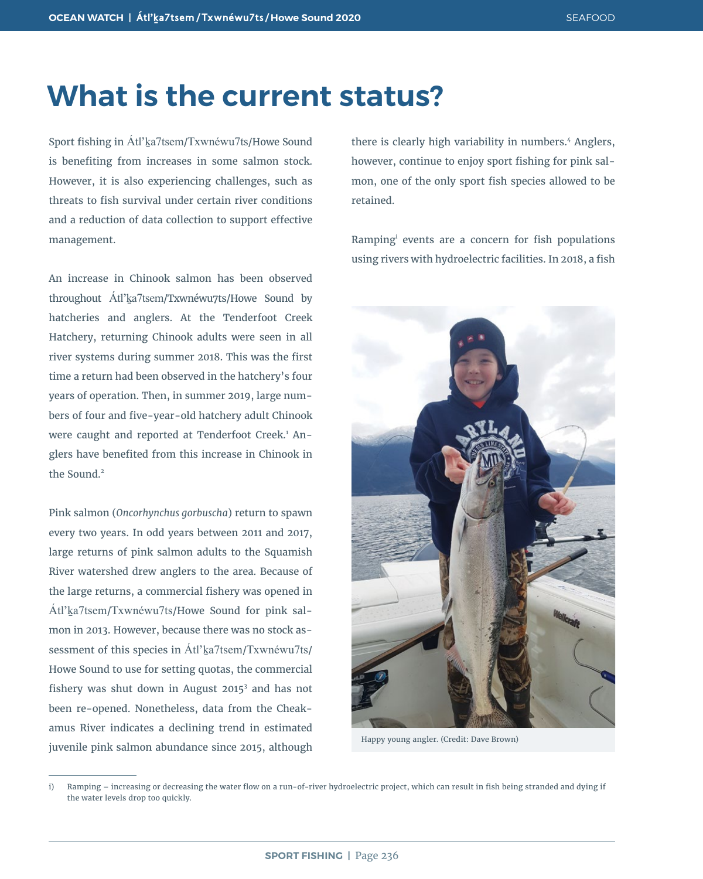# What is the current status?

Sport fishing in Átl'ḵa7tsem/Txwnéwu7ts/Howe Sound is benefiting from increases in some salmon stock. However, it is also experiencing challenges, such as threats to fish survival under certain river conditions and a reduction of data collection to support effective management.

An increase in Chinook salmon has been observed throughout Átl'ḵa7tsem/Txwnéwu7ts/Howe Sound by hatcheries and anglers. At the Tenderfoot Creek Hatchery, returning Chinook adults were seen in all river systems during summer 2018. This was the first time a return had been observed in the hatchery's four years of operation. Then, in summer 2019, large numbers of four and five-year-old hatchery adult Chinook were caught and reported at Tenderfoot Creek.[1] Anglers have benefited from this increase in Chinook in the Sound.[2]

Pink salmon (*Oncorhynchus gorbuscha*) return to spawn every two years. In odd years between 2011 and 2017, large returns of pink salmon adults to the Squamish River watershed drew anglers to the area. Because of the large returns, a commercial fishery was opened in Átl'ḵa7tsem/Txwnéwu7ts/Howe Sound for pink salmon in 2013. However, because there was no stock assessment of this species in Átl'ḵa7tsem/Txwnéwu7ts/Howe Sound to use for setting quotas, the commercial fishery was shut down in August 2015[3] and has not been re-opened. Nonetheless, data from the Cheakamus River indicates a declining trend in estimated juvenile pink salmon abundance since 2015, although there is clearly high variability in numbers.[4] Anglers, however, continue to enjoy sport fishing for pink salmon, one of the only sport fish species allowed to be retained.

Ramping[i] events are a concern for fish populations using rivers with hydroelectric facilities. In 2018, a fish

Happy young angler. (Credit: Dave Brown)

i) Ramping – increasing or decreasing the water flow on a run-of-river hydroelectric project, which can result in fish being stranded and dying if the water levels drop too quickly.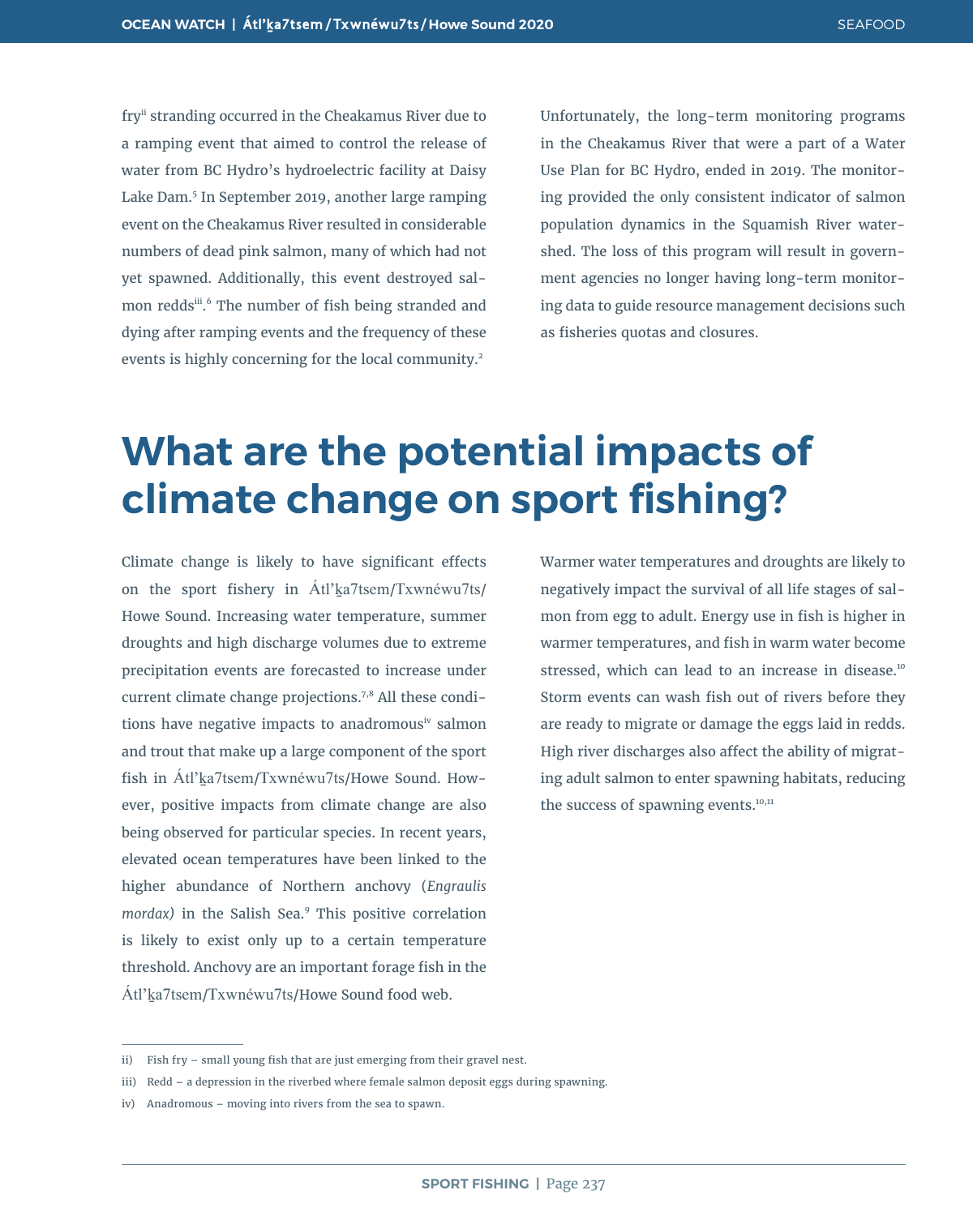fry[ii] stranding occurred in the Cheakamus River due to a ramping event that aimed to control the release of water from BC Hydro's hydroelectric facility at Daisy Lake Dam.[5] In September 2019, another large ramping event on the Cheakamus River resulted in considerable numbers of dead pink salmon, many of which had not yet spawned. Additionally, this event destroyed salmon redds[iii].[6] The number of fish being stranded and dying after ramping events and the frequency of these events is highly concerning for the local community.[2]

Unfortunately, the long-term monitoring programs in the Cheakamus River that were a part of a Water Use Plan for BC Hydro, ended in 2019. The monitoring provided the only consistent indicator of salmon population dynamics in the Squamish River watershed. The loss of this program will result in government agencies no longer having long-term monitoring data to guide resource management decisions such as fisheries quotas and closures.

# What are the potential impacts of climate change on sport fishing?

Climate change is likely to have significant effects on the sport fishery in Átl'ḵa7tsem/Txwnéwu7ts/Howe Sound. Increasing water temperature, summer droughts and high discharge volumes due to extreme precipitation events are forecasted to increase under current climate change projections.[7,8] All these conditions have negative impacts to anadromous[iv] salmon and trout that make up a large component of the sport fish in Átl'ḵa7tsem/Txwnéwu7ts/Howe Sound. However, positive impacts from climate change are also being observed for particular species. In recent years, elevated ocean temperatures have been linked to the higher abundance of Northern anchovy (*Engraulis mordax)* in the Salish Sea.[9] This positive correlation is likely to exist only up to a certain temperature threshold. Anchovy are an important forage fish in the Átl'ḵa7tsem/Txwnéwu7ts/Howe Sound food web.

Warmer water temperatures and droughts are likely to negatively impact the survival of all life stages of salmon from egg to adult. Energy use in fish is higher in warmer temperatures, and fish in warm water become stressed, which can lead to an increase in disease.[10] Storm events can wash fish out of rivers before they are ready to migrate or damage the eggs laid in redds. High river discharges also affect the ability of migrating adult salmon to enter spawning habitats, reducing the success of spawning events.[10,11]

---

ii) Fish fry – small young fish that are just emerging from their gravel nest.

iii) Redd – a depression in the riverbed where female salmon deposit eggs during spawning.

iv) Anadromous – moving into rivers from the sea to spawn.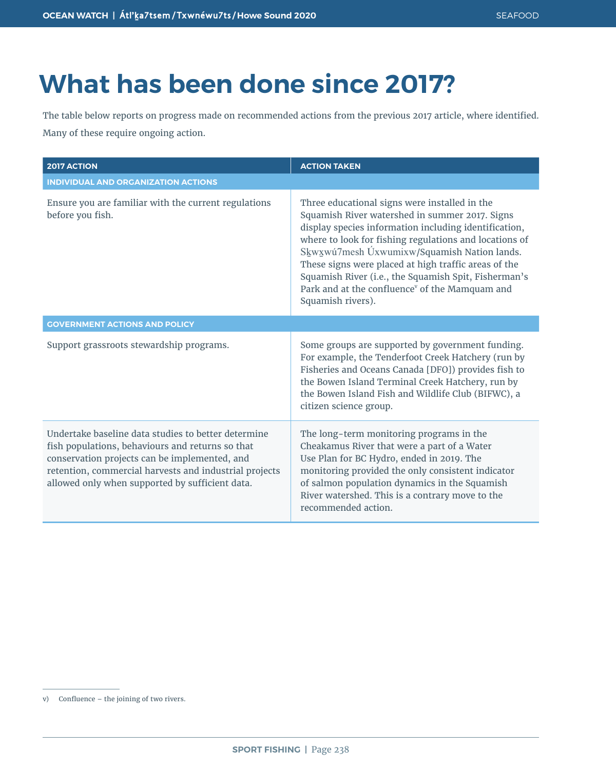# What has been done since 2017?

The table below reports on progress made on recommended actions from the previous 2017 article, where identified. Many of these require ongoing action.

| 2017 ACTION | ACTION TAKEN |
|---|---|
| **INDIVIDUAL AND ORGANIZATION ACTIONS** | |
| Ensure you are familiar with the current regulations before you fish. | Three educational signs were installed in the Squamish River watershed in summer 2017. Signs display species information including identification, where to look for fishing regulations and locations of Sḵwx̱wú7mesh Úxwumixw/Squamish Nation lands. These signs were placed at high traffic areas of the Squamish River (i.e., the Squamish Spit, Fisherman's Park and at the confluence[v] of the Mamquam and Squamish rivers). |
| **GOVERNMENT ACTIONS AND POLICY** | |
| Support grassroots stewardship programs. | Some groups are supported by government funding. For example, the Tenderfoot Creek Hatchery (run by Fisheries and Oceans Canada [DFO]) provides fish to the Bowen Island Terminal Creek Hatchery, run by the Bowen Island Fish and Wildlife Club (BIFWC), a citizen science group. |
| Undertake baseline data studies to better determine fish populations, behaviours and returns so that conservation projects can be implemented, and retention, commercial harvests and industrial projects allowed only when supported by sufficient data. | The long-term monitoring programs in the Cheakamus River that were a part of a Water Use Plan for BC Hydro, ended in 2019. The monitoring provided the only consistent indicator of salmon population dynamics in the Squamish River watershed. This is a contrary move to the recommended action. |

v) Confluence – the joining of two rivers.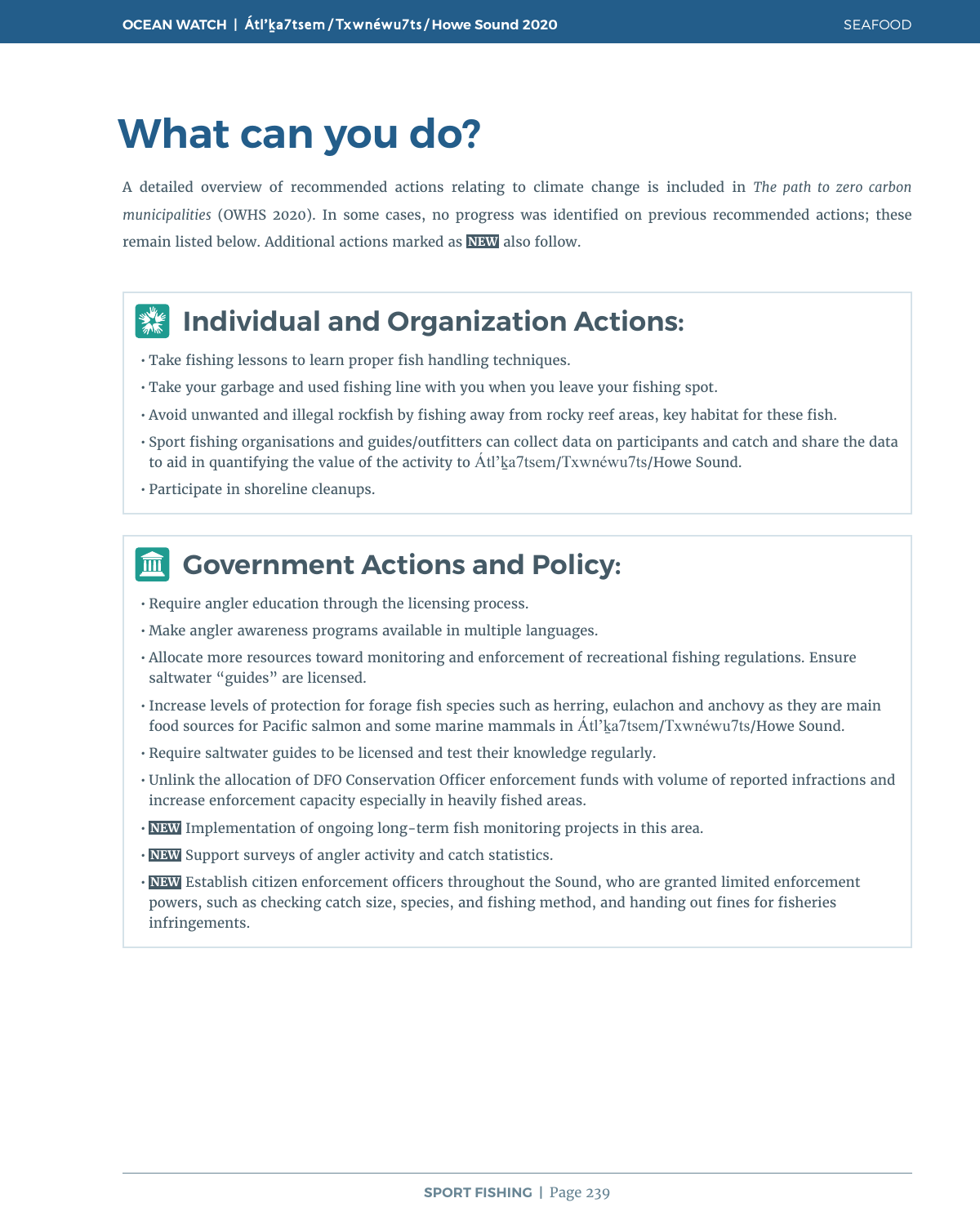# What can you do?

A detailed overview of recommended actions relating to climate change is included in *The path to zero carbon municipalities* (OWHS 2020). In some cases, no progress was identified on previous recommended actions; these remain listed below. Additional actions marked as **NEW** also follow.

## Individual and Organization Actions:

- Take fishing lessons to learn proper fish handling techniques.
- Take your garbage and used fishing line with you when you leave your fishing spot.
- Avoid unwanted and illegal rockfish by fishing away from rocky reef areas, key habitat for these fish.
- Sport fishing organisations and guides/outfitters can collect data on participants and catch and share the data to aid in quantifying the value of the activity to Átl’ḵa7tsem/Txwnéwu7ts/Howe Sound.
- Participate in shoreline cleanups.

## Government Actions and Policy:

- Require angler education through the licensing process.
- Make angler awareness programs available in multiple languages.
- Allocate more resources toward monitoring and enforcement of recreational fishing regulations. Ensure saltwater “guides” are licensed.
- Increase levels of protection for forage fish species such as herring, eulachon and anchovy as they are main food sources for Pacific salmon and some marine mammals in Átl’ḵa7tsem/Txwnéwu7ts/Howe Sound.
- Require saltwater guides to be licensed and test their knowledge regularly.
- Unlink the allocation of DFO Conservation Officer enforcement funds with volume of reported infractions and increase enforcement capacity especially in heavily fished areas.
- **NEW** Implementation of ongoing long-term fish monitoring projects in this area.
- **NEW** Support surveys of angler activity and catch statistics.
- **NEW** Establish citizen enforcement officers throughout the Sound, who are granted limited enforcement powers, such as checking catch size, species, and fishing method, and handing out fines for fisheries infringements.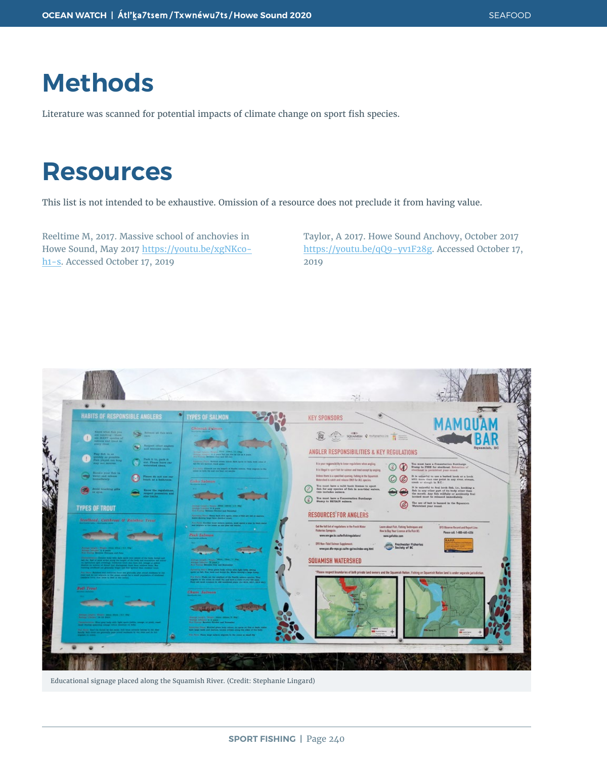# Methods

Literature was scanned for potential impacts of climate change on sport fish species.

# Resources

This list is not intended to be exhaustive. Omission of a resource does not preclude it from having value.

Reeltime M, 2017. Massive school of anchovies in Howe Sound, May 2017 https://youtu.be/xgNKco-h1-s. Accessed October 17, 2019

Taylor, A 2017. Howe Sound Anchovy, October 2017 https://youtu.be/qQ9-yv1F28g. Accessed October 17, 2019

Educational signage placed along the Squamish River. (Credit: Stephanie Lingard)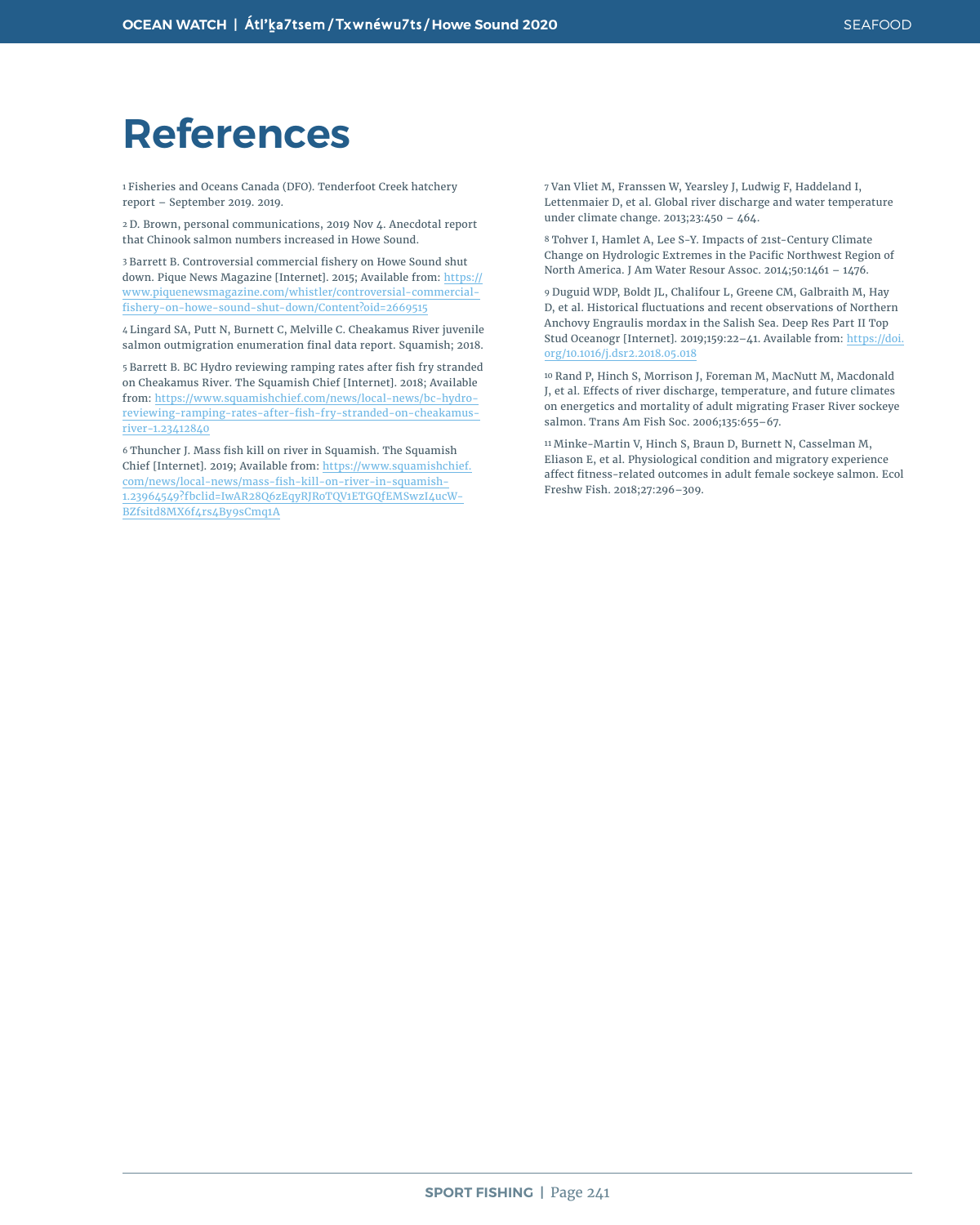# References

[1] Fisheries and Oceans Canada (DFO). Tenderfoot Creek hatchery report – September 2019. 2019.

[2] D. Brown, personal communications, 2019 Nov 4. Anecdotal report that Chinook salmon numbers increased in Howe Sound.

[3] Barrett B. Controversial commercial fishery on Howe Sound shut down. Pique News Magazine [Internet]. 2015; Available from: https://www.piquenewsmagazine.com/whistler/controversial-commercial-fishery-on-howe-sound-shut-down/Content?oid=2669515

[4] Lingard SA, Putt N, Burnett C, Melville C. Cheakamus River juvenile salmon outmigration enumeration final data report. Squamish; 2018.

[5] Barrett B. BC Hydro reviewing ramping rates after fish fry stranded on Cheakamus River. The Squamish Chief [Internet]. 2018; Available from: https://www.squamishchief.com/news/local-news/bc-hydro-reviewing-ramping-rates-after-fish-fry-stranded-on-cheakamus-river-1.23412840

[6] Thuncher J. Mass fish kill on river in Squamish. The Squamish Chief [Internet]. 2019; Available from: https://www.squamishchief.com/news/local-news/mass-fish-kill-on-river-in-squamish-1.23964549?fbclid=IwAR28Q6zEqyRJRoTQV1ETGQfEMSwzI4ucW-BZfsitd8MX6f4rs4By9sCmq1A

[7] Van Vliet M, Franssen W, Yearsley J, Ludwig F, Haddeland I, Lettenmaier D, et al. Global river discharge and water temperature under climate change. 2013;23:450 – 464.

[8] Tohver I, Hamlet A, Lee S-Y. Impacts of 21st-Century Climate Change on Hydrologic Extremes in the Pacific Northwest Region of North America. J Am Water Resour Assoc. 2014;50:1461 – 1476.

[9] Duguid WDP, Boldt JL, Chalifour L, Greene CM, Galbraith M, Hay D, et al. Historical fluctuations and recent observations of Northern Anchovy Engraulis mordax in the Salish Sea. Deep Res Part II Top Stud Oceanogr [Internet]. 2019;159:22–41. Available from: https://doi.org/10.1016/j.dsr2.2018.05.018

[10] Rand P, Hinch S, Morrison J, Foreman M, MacNutt M, Macdonald J, et al. Effects of river discharge, temperature, and future climates on energetics and mortality of adult migrating Fraser River sockeye salmon. Trans Am Fish Soc. 2006;135:655–67.

[11] Minke-Martin V, Hinch S, Braun D, Burnett N, Casselman M, Eliason E, et al. Physiological condition and migratory experience affect fitness-related outcomes in adult female sockeye salmon. Ecol Freshw Fish. 2018;27:296–309.